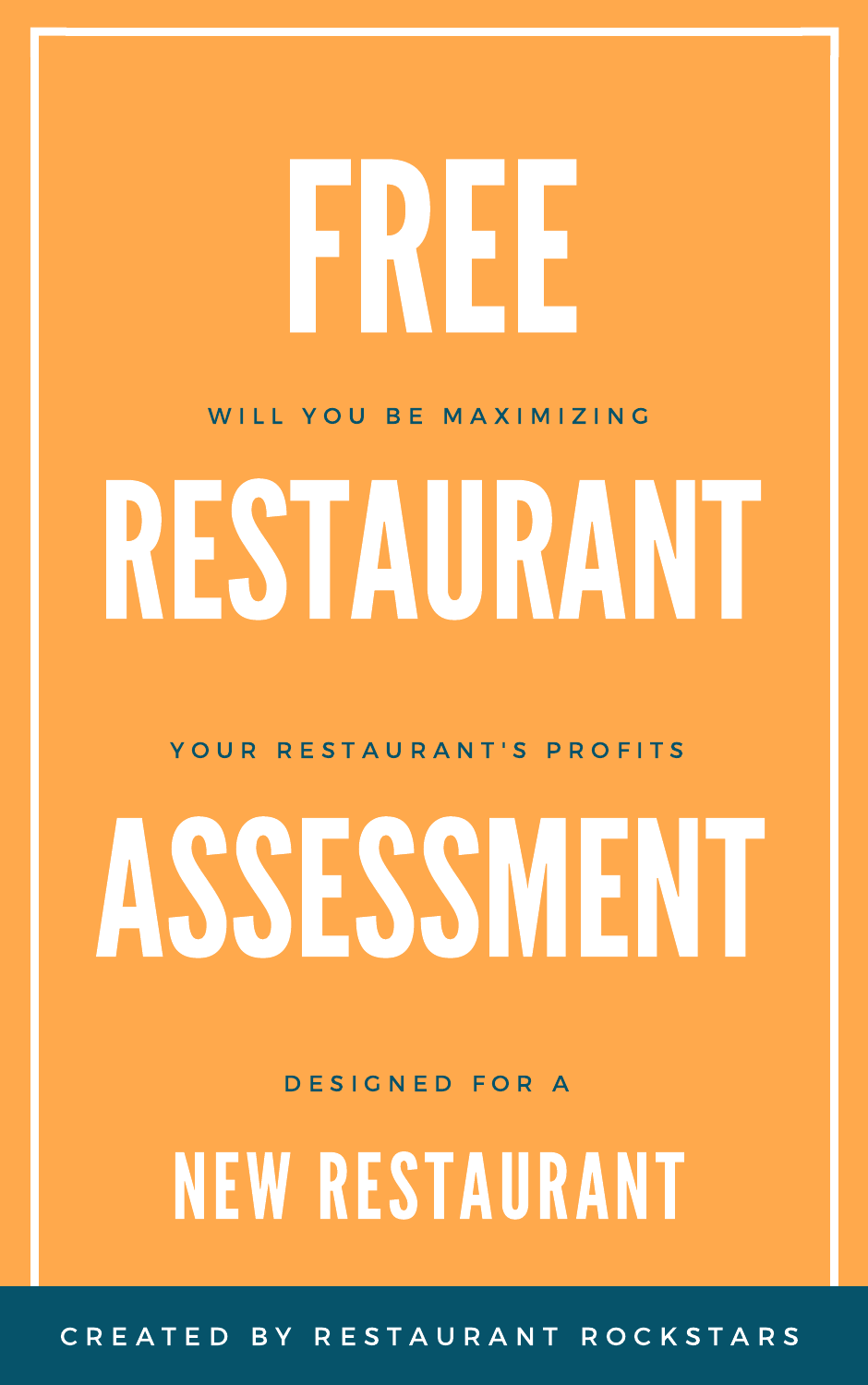# FREE

WILL YOU BE MAXIMIZING

# RESTAURANT

YOUR RESTAURANT'S PROFITS

# ASSESSMENT

DESIGNED FOR A

## NEW RESTAURANT

CREATED BY RESTAURANT ROCKSTARS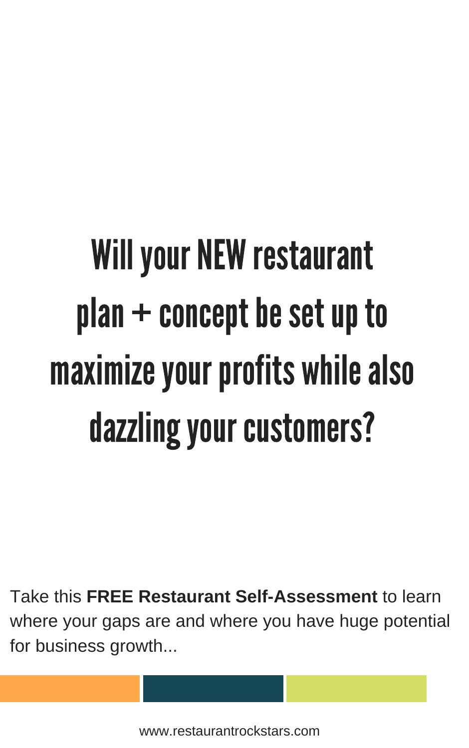# Will your NEW restaurant plan + concept be set up to maximize your profits while also dazzling your customers?

Take this **FREE Restaurant Self-Assessment** to learn where your gaps are and where you have huge potential for business growth...

www.restaurantrockstars.com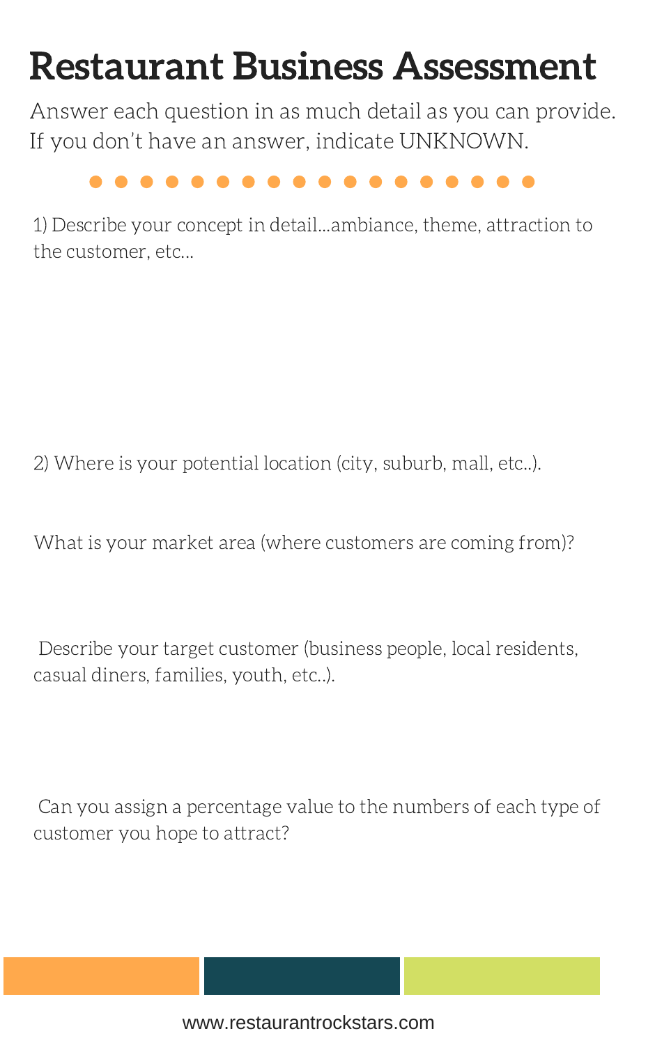# Restaurant Business Assessment

Answer each question in as much detail as you can provide. If you don't have an answer, indicate UNKNOWN.

1) Describe your concept in detail...ambiance, theme, attraction to the customer, etc...

2) Where is your potential location (city, suburb, mall, etc..).

What is your market area (where customers are coming from)?

Describe your target customer (business people, local residents, casual diners, families, youth, etc..).

Can you assign a percentage value to the numbers of each type of customer you hope to attract?

www.restaurantrockstars.com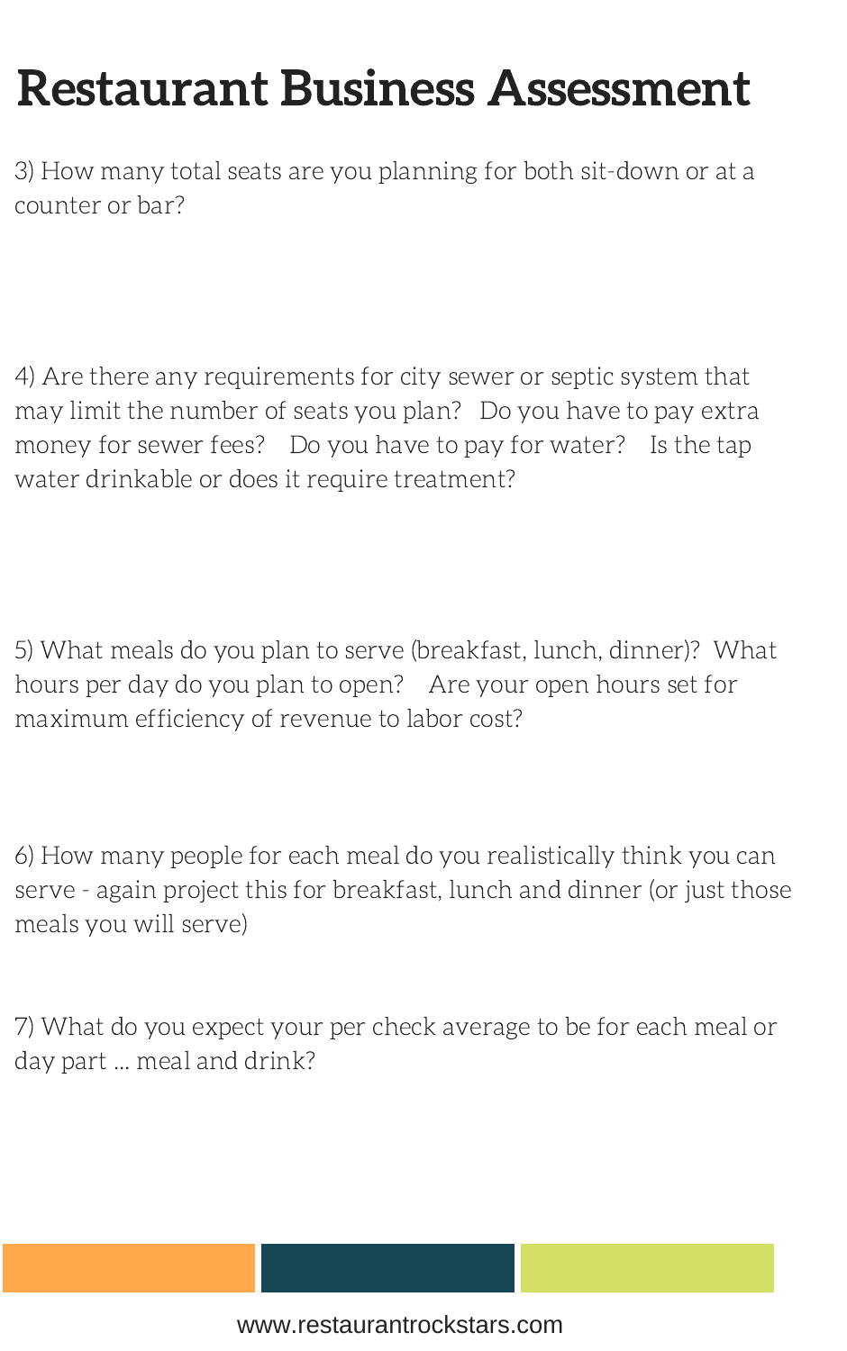# Restaurant Business Assessment

3) How many total seats are you planning for both sit-down or at a counter or bar?

4) Are there any requirements for city sewer or septic system that may limit the number of seats you plan? Do you have to pay extra money for sewer fees? Do you have to pay for water? Is the tap water drinkable or does it require treatment?

5) What meals do you plan to serve (breakfast, lunch, dinner)? What hours per day do you plan to open? Are your open hours set for maximum efficiency of revenue to labor cost?

6) How many people for each meal do you realistically think you can serve - again project this for breakfast, lunch and dinner (or just those meals you will serve)

7) What do you expect your per check average to be for each meal or day part ... meal and drink?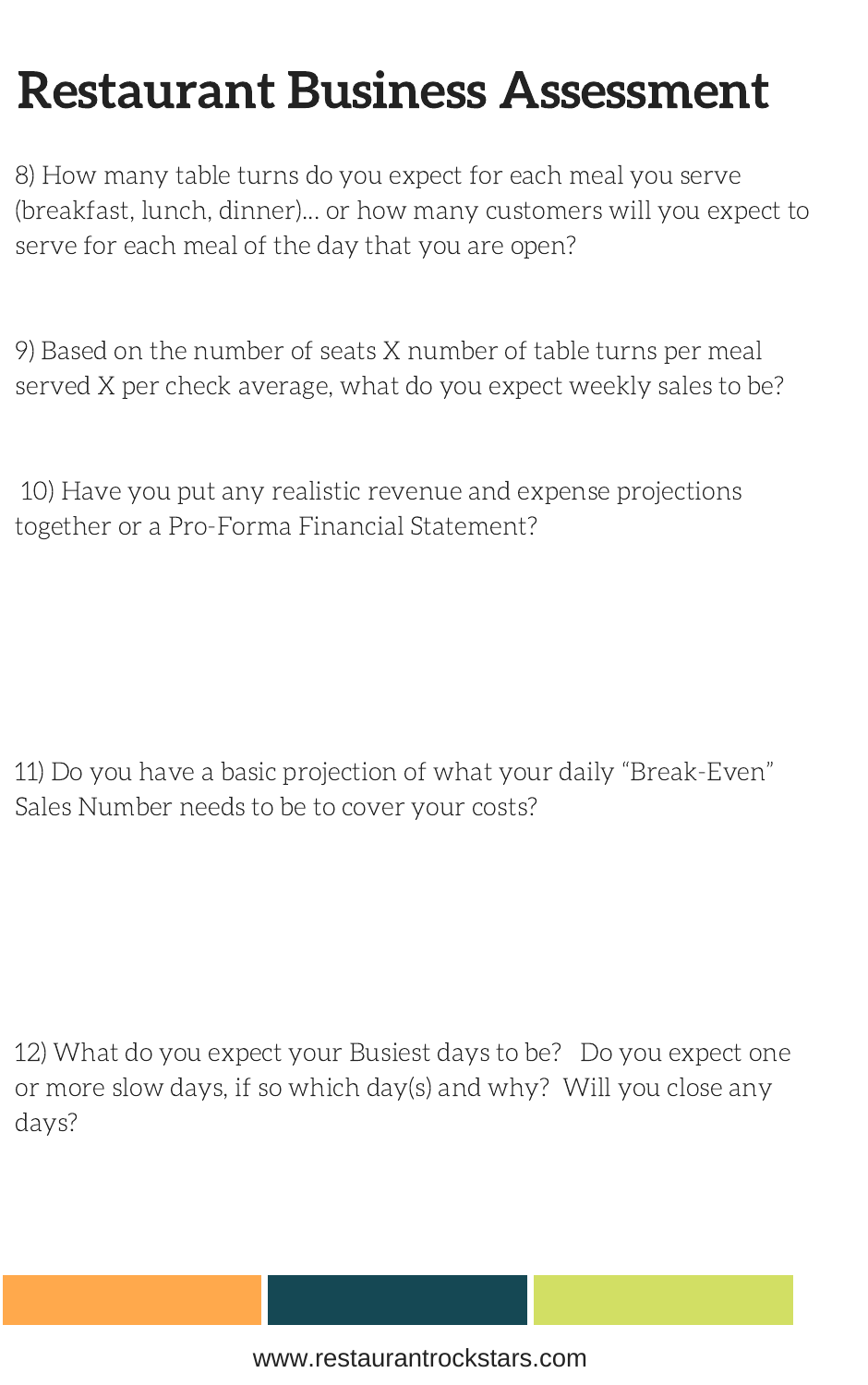# Restaurant Business Assessment

8) How many table turns do you expect for each meal you serve (breakfast, lunch, dinner)… or how many customers will you expect to serve for each meal of the day that you are open?

9) Based on the number of seats X number of table turns per meal served X per check average, what do you expect weekly sales to be?

10) Have you put any realistic revenue and expense projections together or a Pro-Forma Financial Statement?

11) Do you have a basic projection of what your daily "Break-Even" Sales Number needs to be to cover your costs?

12) What do you expect your Busiest days to be? Do you expect one or more slow days, if so which day(s) and why? Will you close any days?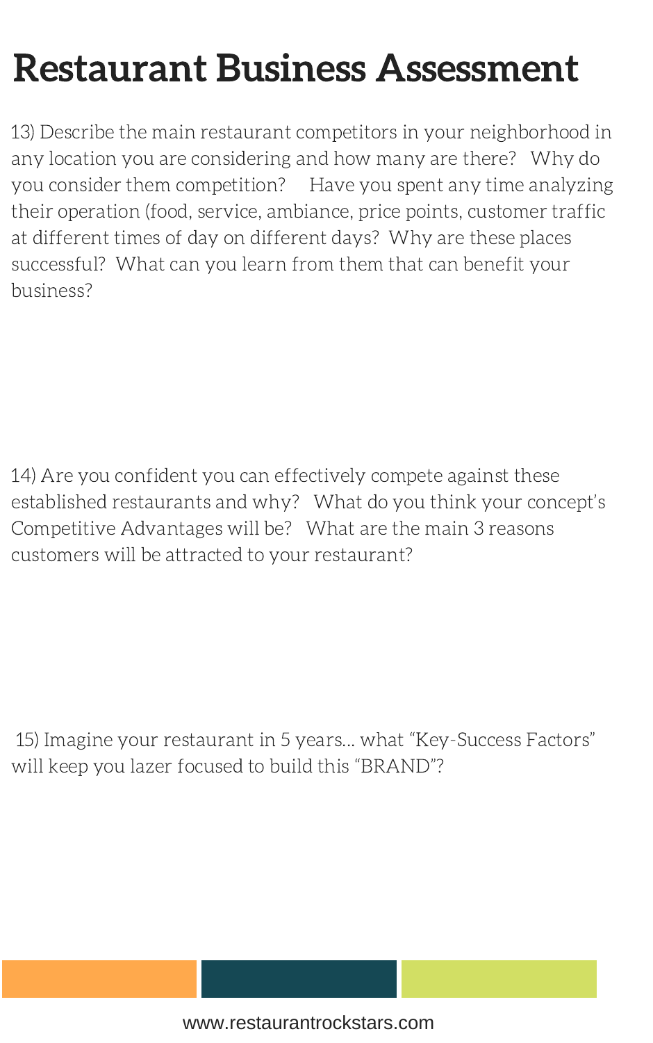# Restaurant Business Assessment

13) Describe the main restaurant competitors in your neighborhood in any location you are considering and how many are there? Why do you consider them competition? Have you spent any time analyzing their operation (food, service, ambiance, price points, customer traffic at different times of day on different days? Why are these places successful? What can you learn from them that can benefit your business?

14) Are you confident you can effectively compete against these established restaurants and why? What do you think your concept's Competitive Advantages will be? What are the main 3 reasons customers will be attracted to your restaurant?

15) Imagine your restaurant in 5 years... what "Key-Success Factors" will keep you lazer focused to build this "BRAND"?

www.restaurantrockstars.com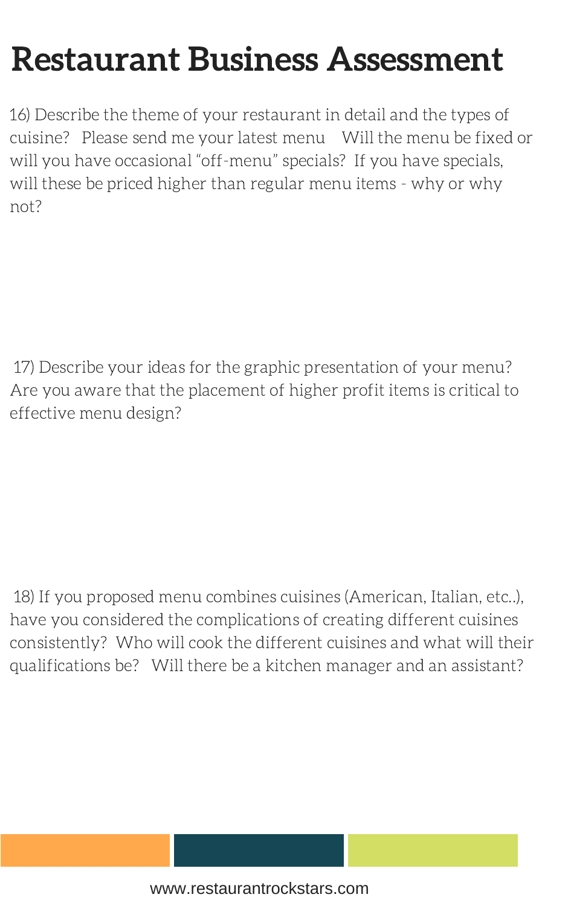# Restaurant Business Assessment

16) Describe the theme of your restaurant in detail and the types of cuisine? Please send me your latest menu Will the menu be fixed or will you have occasional "off-menu" specials? If you have specials, will these be priced higher than regular menu items - why or why not?

17) Describe your ideas for the graphic presentation of your menu? Are you aware that the placement of higher profit items is critical to effective menu design?

18) If you proposed menu combines cuisines (American, Italian, etc..), have you considered the complications of creating different cuisines consistently? Who will cook the different cuisines and what will their qualifications be? Will there be a kitchen manager and an assistant?

www.restaurantrockstars.com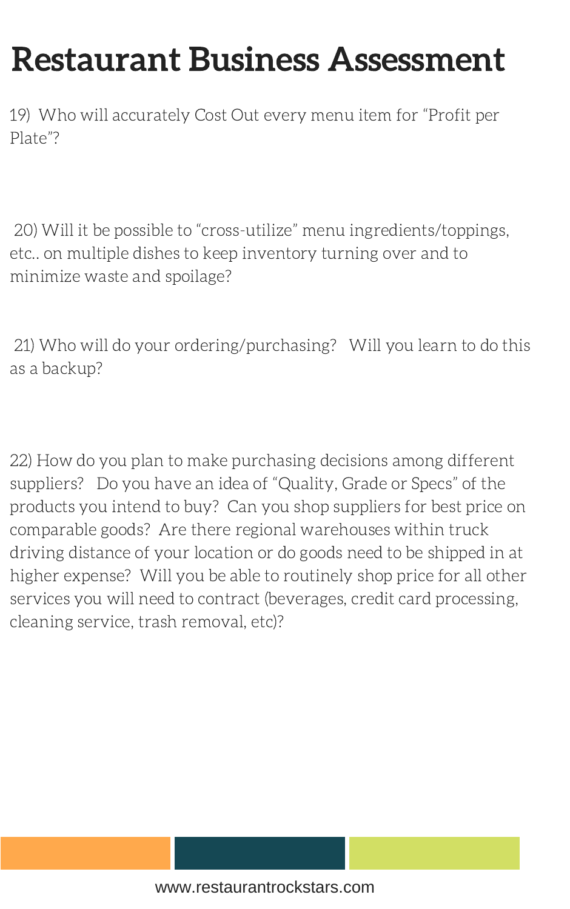# Restaurant Business Assessment

19) Who will accurately Cost Out every menu item for "Profit per Plate"?

20) Will it be possible to "cross-utilize" menu ingredients/toppings, etc.. on multiple dishes to keep inventory turning over and to minimize waste and spoilage?

21) Who will do your ordering/purchasing? Will you learn to do this as a backup?

22) How do you plan to make purchasing decisions among different suppliers? Do you have an idea of "Quality, Grade or Specs" of the products you intend to buy? Can you shop suppliers for best price on comparable goods? Are there regional warehouses within truck driving distance of your location or do goods need to be shipped in at higher expense? Will you be able to routinely shop price for all other services you will need to contract (beverages, credit card processing, cleaning service, trash removal, etc)?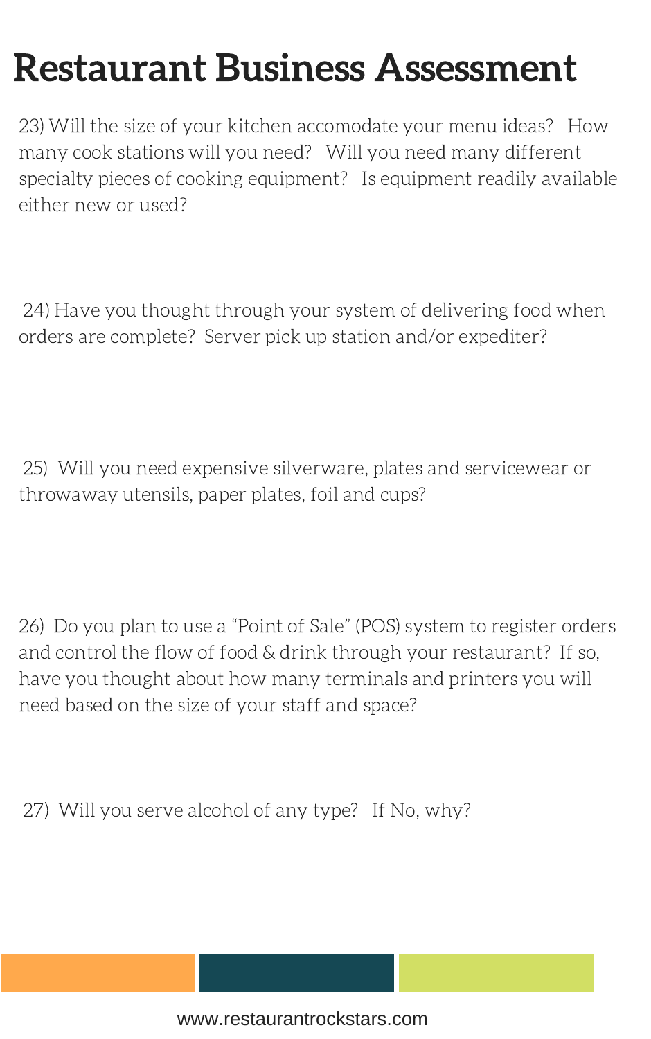# Restaurant Business Assessment

23) Will the size of your kitchen accomodate your menu ideas? How many cook stations will you need? Will you need many different specialty pieces of cooking equipment? Is equipment readily available either new or used?

24) Have you thought through your system of delivering food when orders are complete? Server pick up station and/or expediter?

25) Will you need expensive silverware, plates and servicewear or throwaway utensils, paper plates, foil and cups?

26) Do you plan to use a "Point of Sale" (POS) system to register orders and control the flow of food & drink through your restaurant? If so, have you thought about how many terminals and printers you will need based on the size of your staff and space?

27) Will you serve alcohol of any type? If No, why?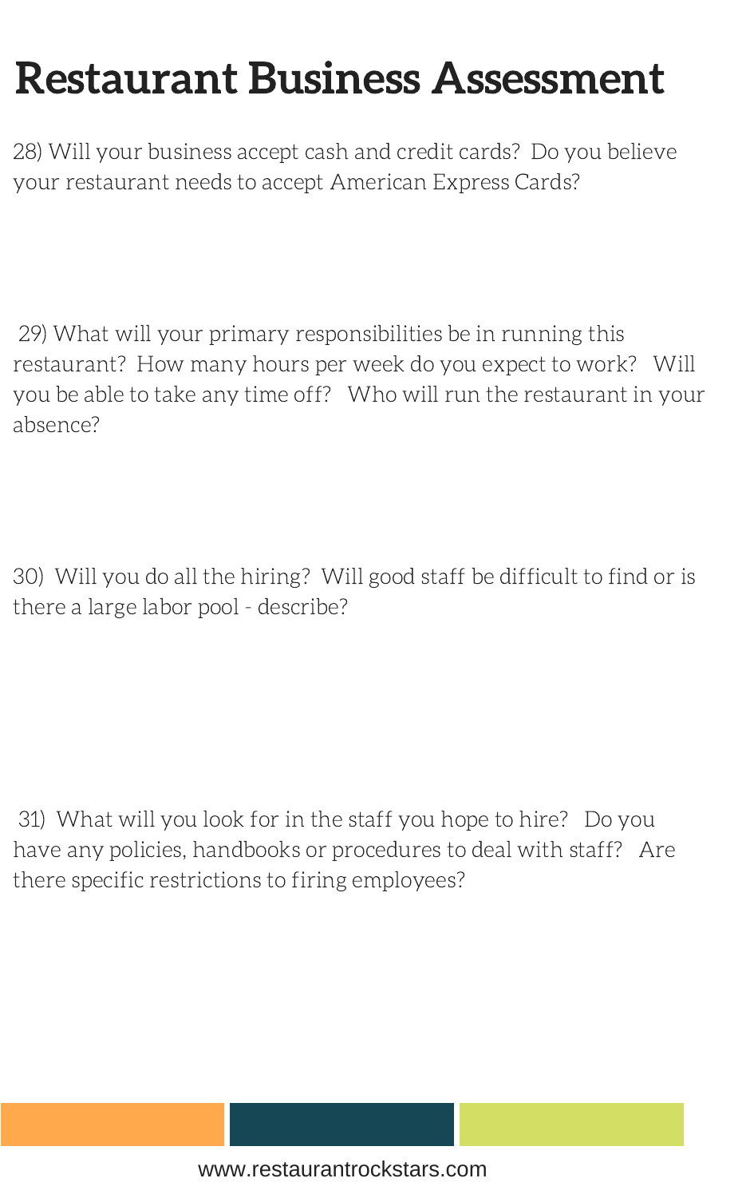# Restaurant Business Assessment

28) Will your business accept cash and credit cards? Do you believe your restaurant needs to accept American Express Cards?

29) What will your primary responsibilities be in running this restaurant? How many hours per week do you expect to work? Will you be able to take any time off? Who will run the restaurant in your absence?

30) Will you do all the hiring? Will good staff be difficult to find or is there a large labor pool - describe?

31) What will you look for in the staff you hope to hire? Do you have any policies, handbooks or procedures to deal with staff? Are there specific restrictions to firing employees?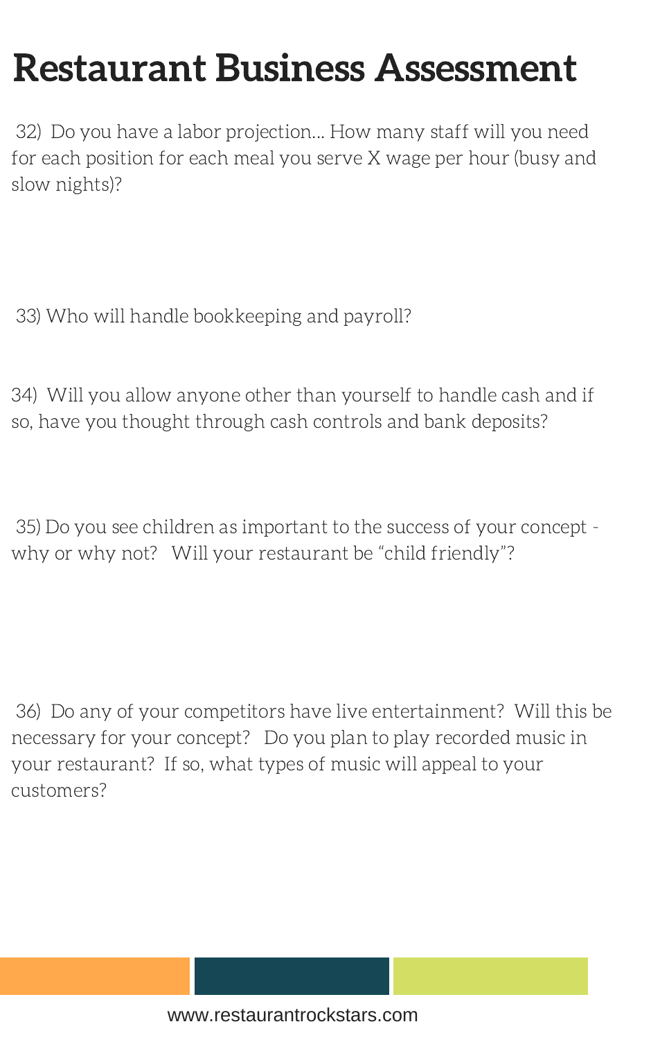# Restaurant Business Assessment

32) Do you have a labor projection… How many staff will you need for each position for each meal you serve X wage per hour (busy and slow nights)?

33) Who will handle bookkeeping and payroll?

34) Will you allow anyone other than yourself to handle cash and if so, have you thought through cash controls and bank deposits?

35) Do you see children as important to the success of your concept - why or why not? Will your restaurant be "child friendly"?

36) Do any of your competitors have live entertainment? Will this be necessary for your concept? Do you plan to play recorded music in your restaurant? If so, what types of music will appeal to your customers?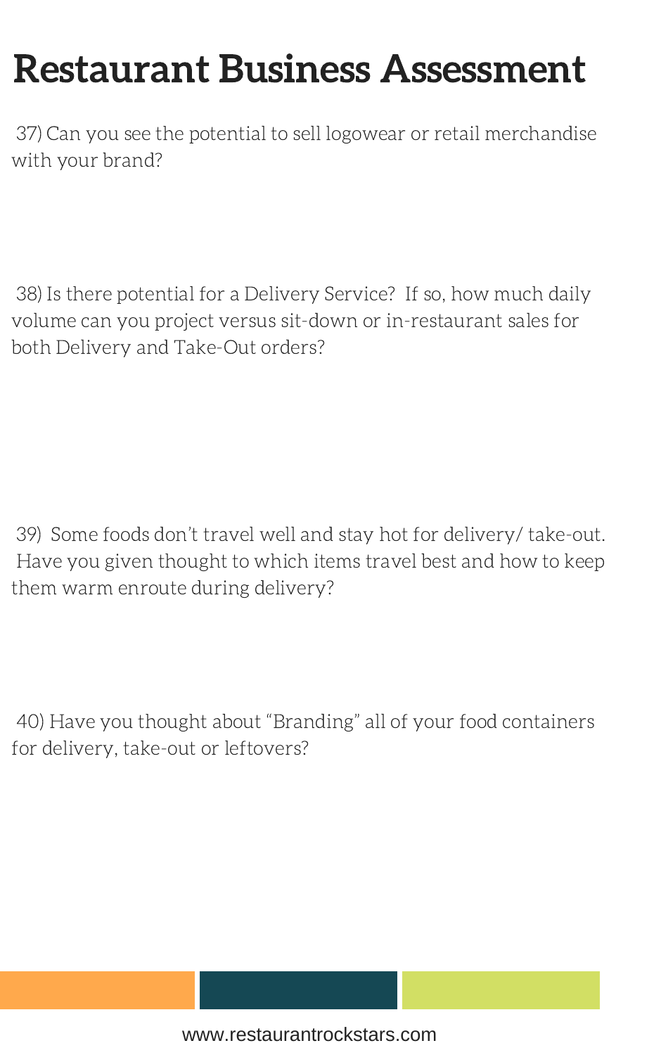# Restaurant Business Assessment

37) Can you see the potential to sell logowear or retail merchandise with your brand?

38) Is there potential for a Delivery Service? If so, how much daily volume can you project versus sit-down or in-restaurant sales for both Delivery and Take-Out orders?

39) Some foods don't travel well and stay hot for delivery/ take-out. Have you given thought to which items travel best and how to keep them warm enroute during delivery?

40) Have you thought about "Branding" all of your food containers for delivery, take-out or leftovers?

www.restaurantrockstars.com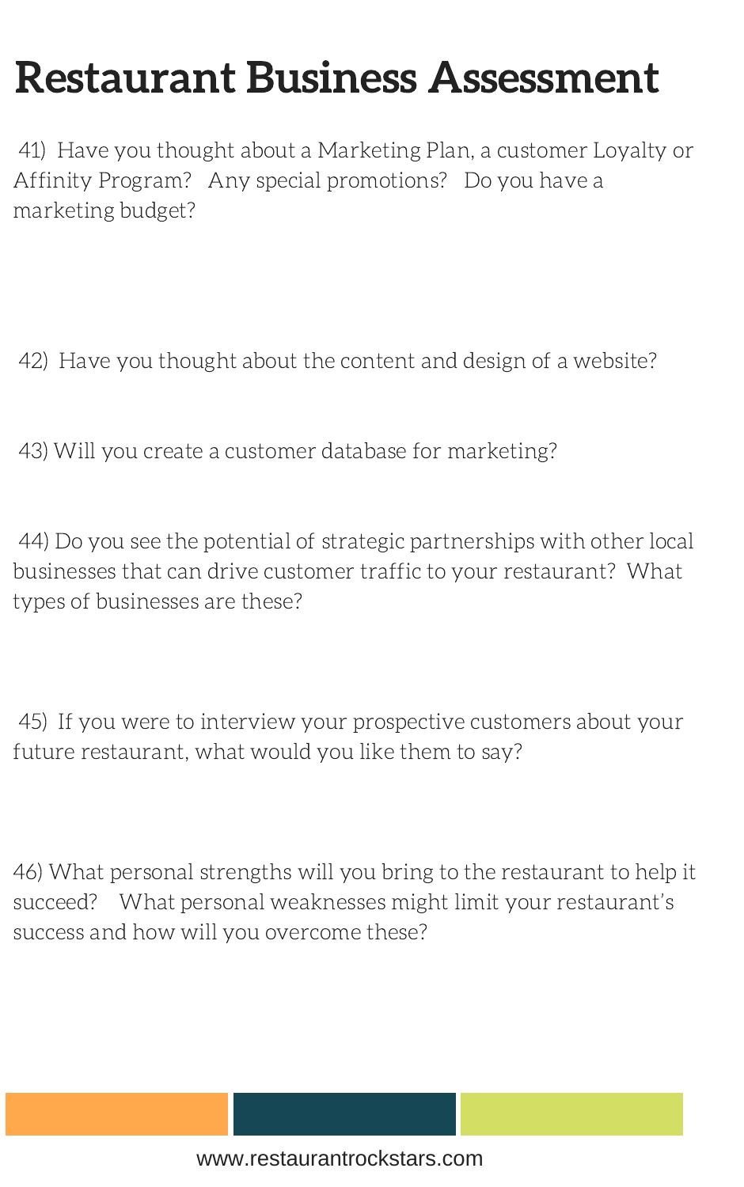# Restaurant Business Assessment

41) Have you thought about a Marketing Plan, a customer Loyalty or Affinity Program? Any special promotions? Do you have a marketing budget?

42) Have you thought about the content and design of a website?

43) Will you create a customer database for marketing?

44) Do you see the potential of strategic partnerships with other local businesses that can drive customer traffic to your restaurant? What types of businesses are these?

45) If you were to interview your prospective customers about your future restaurant, what would you like them to say?

46) What personal strengths will you bring to the restaurant to help it succeed? What personal weaknesses might limit your restaurant's success and how will you overcome these?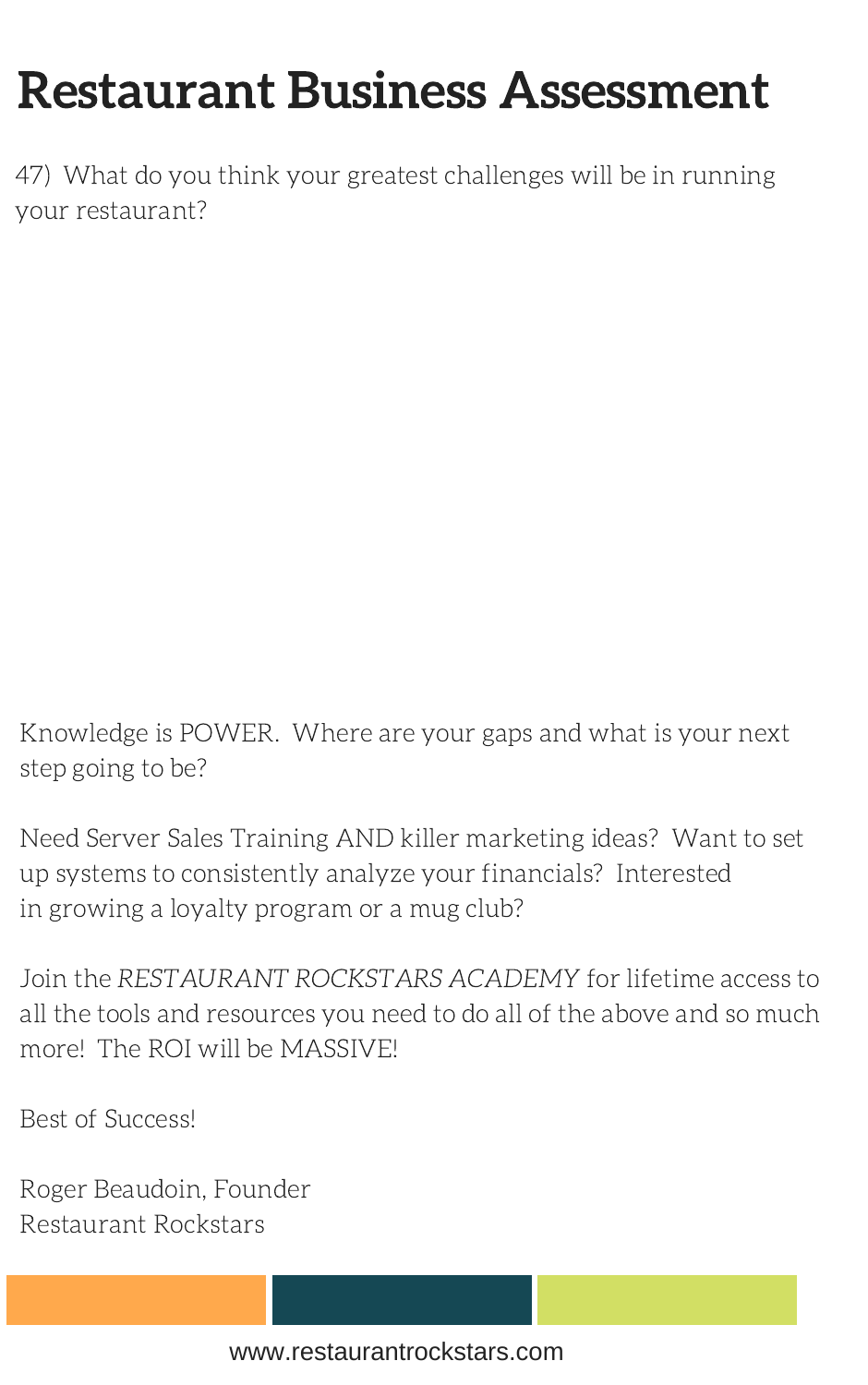# Restaurant Business Assessment

47) What do you think your greatest challenges will be in running your restaurant?

Knowledge is POWER. Where are your gaps and what is your next step going to be?

Need Server Sales Training AND killer marketing ideas? Want to set up systems to consistently analyze your financials? Interested in growing a loyalty program or a mug club?

Join the *RESTAURANT ROCKSTARS ACADEMY* for lifetime access to all the tools and resources you need to do all of the above and so much more! The ROI will be MASSIVE!

Best of Success!

Roger Beaudoin, Founder
Restaurant Rockstars

www.restaurantrockstars.com